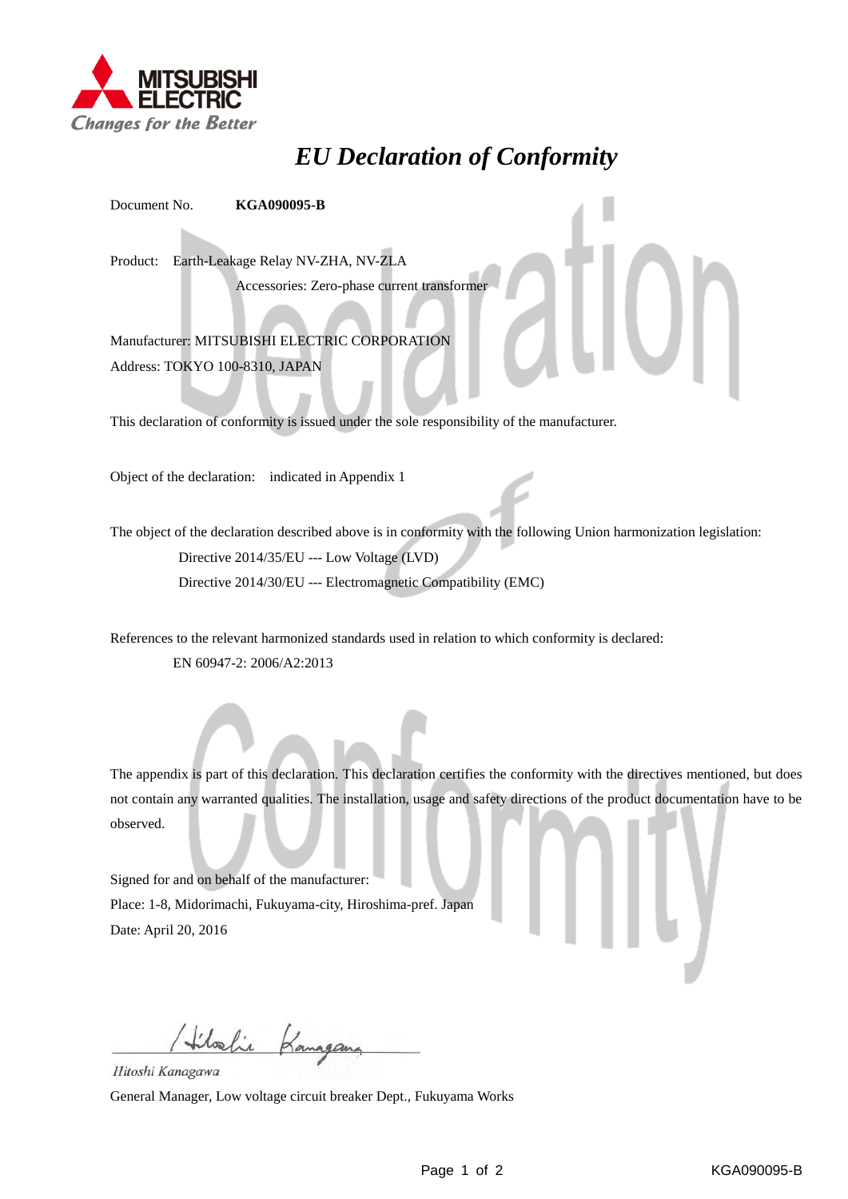MITSUBISHI ELECTRIC

*Changes for the Better*

# *EU Declaration of Conformity*

Document No. **KGA090095-B**

Product: Earth-Leakage Relay NV-ZHA, NV-ZLA

Accessories: Zero-phase current transformer

Manufacturer: MITSUBISHI ELECTRIC CORPORATION

Address: TOKYO 100-8310, JAPAN

This declaration of conformity is issued under the sole responsibility of the manufacturer.

Object of the declaration: indicated in Appendix 1

The object of the declaration described above is in conformity with the following Union harmonization legislation:

Directive 2014/35/EU --- Low Voltage (LVD)

Directive 2014/30/EU --- Electromagnetic Compatibility (EMC)

References to the relevant harmonized standards used in relation to which conformity is declared:

EN 60947-2: 2006/A2:2013

The appendix is part of this declaration. This declaration certifies the conformity with the directives mentioned, but does not contain any warranted qualities. The installation, usage and safety directions of the product documentation have to be observed.

Signed for and on behalf of the manufacturer:

Place: 1-8, Midorimachi, Fukuyama-city, Hiroshima-pref. Japan

Date: April 20, 2016

*Hitoshi Kanagawa*

General Manager, Low voltage circuit breaker Dept., Fukuyama Works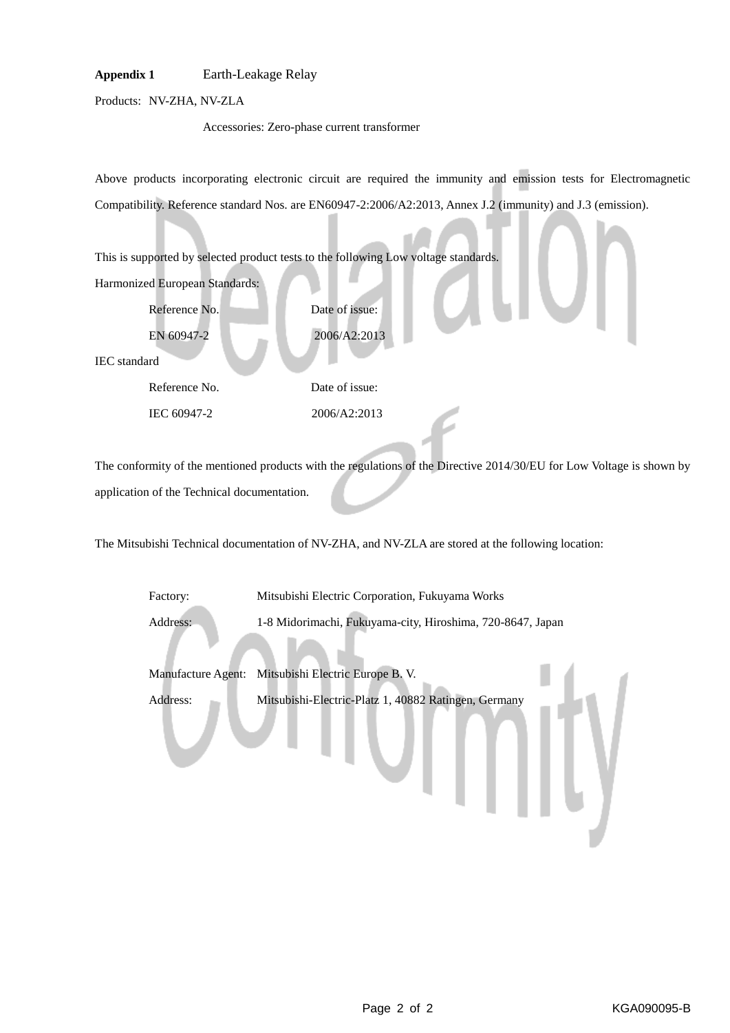**Appendix 1** Earth-Leakage Relay

Products: NV-ZHA, NV-ZLA

Accessories: Zero-phase current transformer

Above products incorporating electronic circuit are required the immunity and emission tests for Electromagnetic Compatibility. Reference standard Nos. are EN60947-2:2006/A2:2013, Annex J.2 (immunity) and J.3 (emission).

This is supported by selected product tests to the following Low voltage standards.

Harmonized European Standards:

| Reference No. | Date of issue: |
|---|---|
| EN 60947-2 | 2006/A2:2013 |

IEC standard

| Reference No. | Date of issue: |
|---|---|
| IEC 60947-2 | 2006/A2:2013 |

The conformity of the mentioned products with the regulations of the Directive 2014/30/EU for Low Voltage is shown by application of the Technical documentation.

The Mitsubishi Technical documentation of NV-ZHA, and NV-ZLA are stored at the following location:

| | |
|---|---|
| Factory: | Mitsubishi Electric Corporation, Fukuyama Works |
| Address: | 1-8 Midorimachi, Fukuyama-city, Hiroshima, 720-8647, Japan |
| | |
| Manufacture Agent: | Mitsubishi Electric Europe B. V. |
| Address: | Mitsubishi-Electric-Platz 1, 40882 Ratingen, Germany |

KGA090095-B